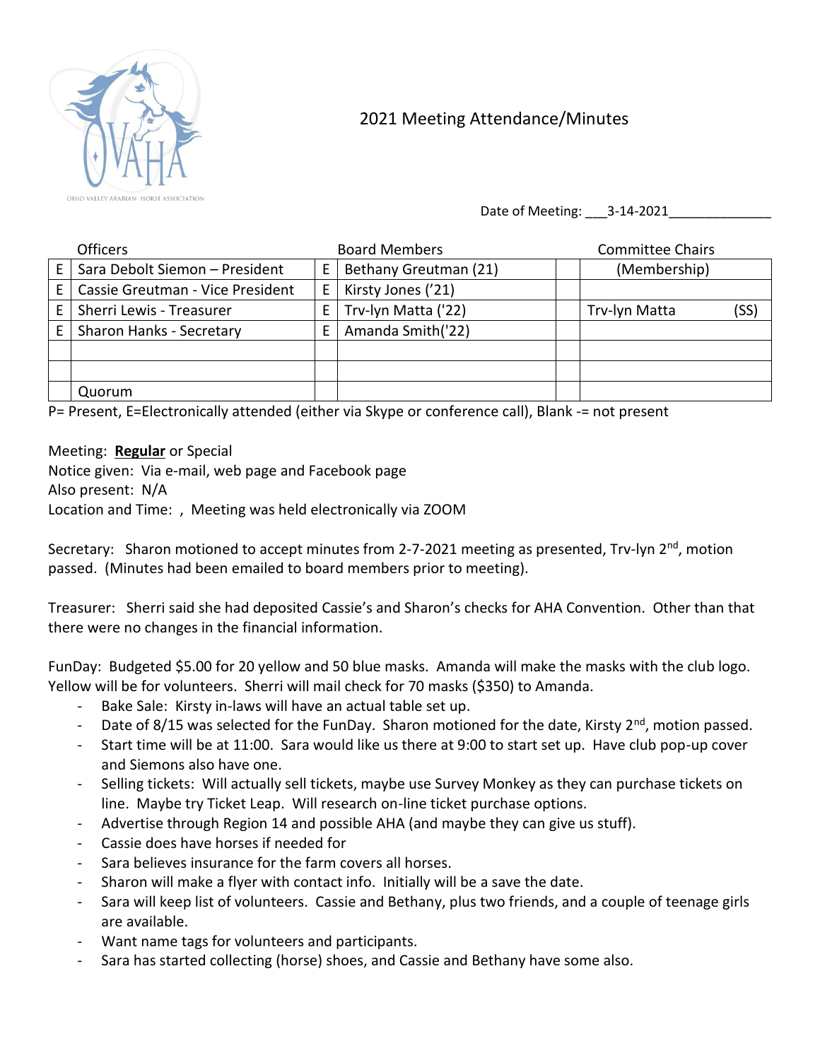OHIO VALLEY ARABIAN HORSE ASSOCIATION

# 2021 Meeting Attendance/Minutes

Date of Meeting: ___3-14-2021______________

| | Officers | | Board Members | | Committee Chairs |
|---|---|---|---|---|---|
| E | Sara Debolt Siemon – President | E | Bethany Greutman (21) | | (Membership) |
| E | Cassie Greutman - Vice President | E | Kirsty Jones ('21) | | |
| E | Sherri Lewis - Treasurer | E | Trv-lyn Matta ('22) | | Trv-lyn Matta (SS) |
| E | Sharon Hanks - Secretary | E | Amanda Smith('22) | | |
| | | | | | |
| | | | | | |
| | Quorum | | | | |

P= Present, E=Electronically attended (either via Skype or conference call), Blank -= not present

Meeting: **Regular** or Special
Notice given: Via e-mail, web page and Facebook page
Also present: N/A
Location and Time: , Meeting was held electronically via ZOOM

Secretary: Sharon motioned to accept minutes from 2-7-2021 meeting as presented, Trv-lyn 2nd, motion passed. (Minutes had been emailed to board members prior to meeting).

Treasurer: Sherri said she had deposited Cassie's and Sharon's checks for AHA Convention. Other than that there were no changes in the financial information.

FunDay: Budgeted $5.00 for 20 yellow and 50 blue masks. Amanda will make the masks with the club logo. Yellow will be for volunteers. Sherri will mail check for 70 masks ($350) to Amanda.

- Bake Sale: Kirsty in-laws will have an actual table set up.
- Date of 8/15 was selected for the FunDay. Sharon motioned for the date, Kirsty 2nd, motion passed.
- Start time will be at 11:00. Sara would like us there at 9:00 to start set up. Have club pop-up cover and Siemons also have one.
- Selling tickets: Will actually sell tickets, maybe use Survey Monkey as they can purchase tickets on line. Maybe try Ticket Leap. Will research on-line ticket purchase options.
- Advertise through Region 14 and possible AHA (and maybe they can give us stuff).
- Cassie does have horses if needed for
- Sara believes insurance for the farm covers all horses.
- Sharon will make a flyer with contact info. Initially will be a save the date.
- Sara will keep list of volunteers. Cassie and Bethany, plus two friends, and a couple of teenage girls are available.
- Want name tags for volunteers and participants.
- Sara has started collecting (horse) shoes, and Cassie and Bethany have some also.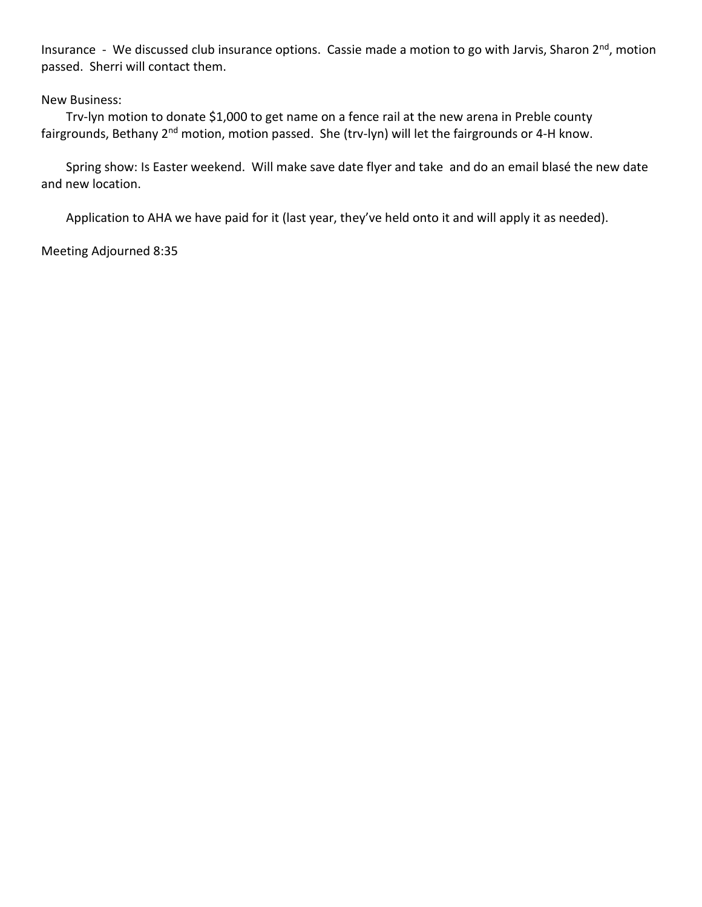Insurance - We discussed club insurance options. Cassie made a motion to go with Jarvis, Sharon 2nd, motion passed. Sherri will contact them.

New Business:

Trv-lyn motion to donate $1,000 to get name on a fence rail at the new arena in Preble county fairgrounds, Bethany 2nd motion, motion passed. She (trv-lyn) will let the fairgrounds or 4-H know.

Spring show: Is Easter weekend. Will make save date flyer and take and do an email blasé the new date and new location.

Application to AHA we have paid for it (last year, they've held onto it and will apply it as needed).

Meeting Adjourned 8:35